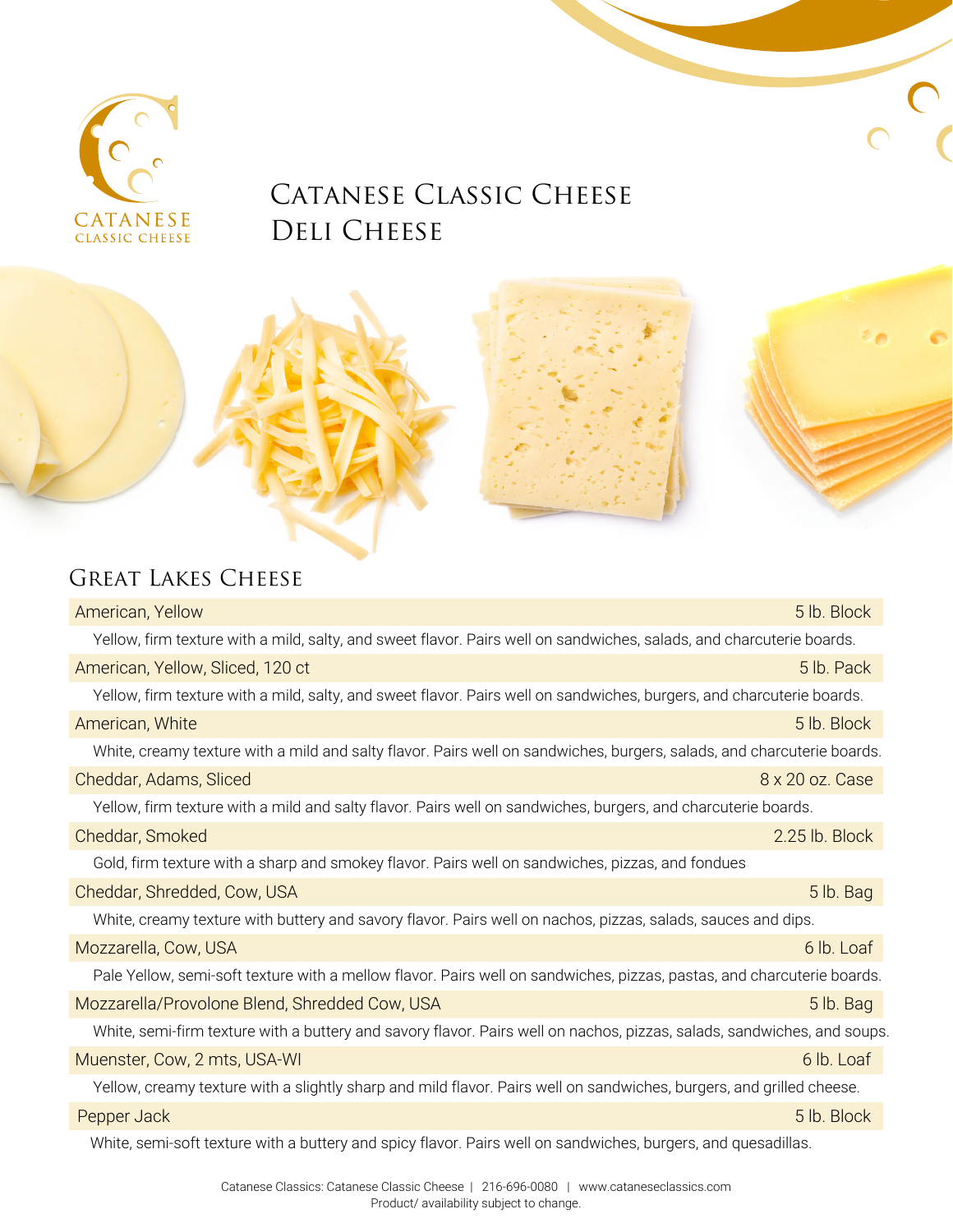# Catanese Classic Cheese Deli Cheese

## Great Lakes Cheese

| Product | Size |
| --- | --- |
| American, Yellow | 5 lb. Block |

Yellow, firm texture with a mild, salty, and sweet flavor. Pairs well on sandwiches, salads, and charcuterie boards.

| Product | Size |
| --- | --- |
| American, Yellow, Sliced, 120 ct | 5 lb. Pack |

Yellow, firm texture with a mild, salty, and sweet flavor. Pairs well on sandwiches, burgers, and charcuterie boards.

| Product | Size |
| --- | --- |
| American, White | 5 lb. Block |

White, creamy texture with a mild and salty flavor. Pairs well on sandwiches, burgers, salads, and charcuterie boards.

| Product | Size |
| --- | --- |
| Cheddar, Adams, Sliced | 8 x 20 oz. Case |

Yellow, firm texture with a mild and salty flavor. Pairs well on sandwiches, burgers, and charcuterie boards.

| Product | Size |
| --- | --- |
| Cheddar, Smoked | 2.25 lb. Block |

Gold, firm texture with a sharp and smokey flavor. Pairs well on sandwiches, pizzas, and fondues

| Product | Size |
| --- | --- |
| Cheddar, Shredded, Cow, USA | 5 lb. Bag |

White, creamy texture with buttery and savory flavor. Pairs well on nachos, pizzas, salads, sauces and dips.

| Product | Size |
| --- | --- |
| Mozzarella, Cow, USA | 6 lb. Loaf |

Pale Yellow, semi-soft texture with a mellow flavor. Pairs well on sandwiches, pizzas, pastas, and charcuterie boards.

| Product | Size |
| --- | --- |
| Mozzarella/Provolone Blend, Shredded Cow, USA | 5 lb. Bag |

White, semi-firm texture with a buttery and savory flavor. Pairs well on nachos, pizzas, salads, sandwiches, and soups.

| Product | Size |
| --- | --- |
| Muenster, Cow, 2 mts, USA-WI | 6 lb. Loaf |

Yellow, creamy texture with a slightly sharp and mild flavor. Pairs well on sandwiches, burgers, and grilled cheese.

| Product | Size |
| --- | --- |
| Pepper Jack | 5 lb. Block |

White, semi-soft texture with a buttery and spicy flavor. Pairs well on sandwiches, burgers, and quesadillas.

Catanese Classics: Catanese Classic Cheese | 216-696-0080 | www.cataneseclassics.com
Product/ availability subject to change.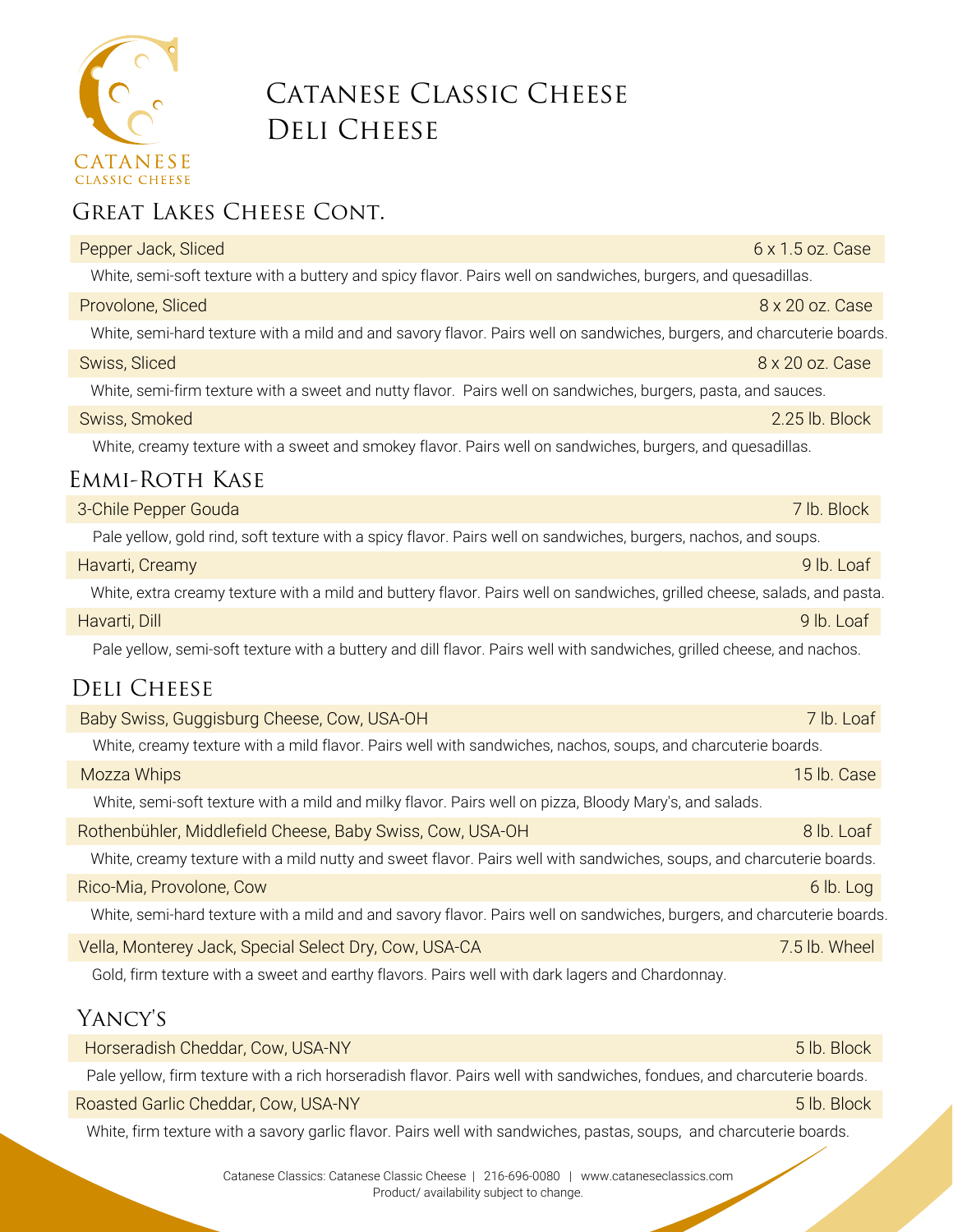# Catanese Classic Cheese Deli Cheese

## Great Lakes Cheese Cont.

**Pepper Jack, Sliced** — 6 x 1.5 oz. Case

White, semi-soft texture with a buttery and spicy flavor. Pairs well on sandwiches, burgers, and quesadillas.

**Provolone, Sliced** — 8 x 20 oz. Case

White, semi-hard texture with a mild and and savory flavor. Pairs well on sandwiches, burgers, and charcuterie boards.

**Swiss, Sliced** — 8 x 20 oz. Case

White, semi-firm texture with a sweet and nutty flavor. Pairs well on sandwiches, burgers, pasta, and sauces.

**Swiss, Smoked** — 2.25 lb. Block

White, creamy texture with a sweet and smokey flavor. Pairs well on sandwiches, burgers, and quesadillas.

## Emmi-Roth Kase

**3-Chile Pepper Gouda** — 7 lb. Block

Pale yellow, gold rind, soft texture with a spicy flavor. Pairs well on sandwiches, burgers, nachos, and soups.

**Havarti, Creamy** — 9 lb. Loaf

White, extra creamy texture with a mild and buttery flavor. Pairs well on sandwiches, grilled cheese, salads, and pasta.

**Havarti, Dill** — 9 lb. Loaf

Pale yellow, semi-soft texture with a buttery and dill flavor. Pairs well with sandwiches, grilled cheese, and nachos.

## Deli Cheese

**Baby Swiss, Guggisburg Cheese, Cow, USA-OH** — 7 lb. Loaf

White, creamy texture with a mild flavor. Pairs well with sandwiches, nachos, soups, and charcuterie boards.

**Mozza Whips** — 15 lb. Case

White, semi-soft texture with a mild and milky flavor. Pairs well on pizza, Bloody Mary's, and salads.

**Rothenbühler, Middlefield Cheese, Baby Swiss, Cow, USA-OH** — 8 lb. Loaf

White, creamy texture with a mild nutty and sweet flavor. Pairs well with sandwiches, soups, and charcuterie boards.

**Rico-Mia, Provolone, Cow** — 6 lb. Log

White, semi-hard texture with a mild and and savory flavor. Pairs well on sandwiches, burgers, and charcuterie boards.

**Vella, Monterey Jack, Special Select Dry, Cow, USA-CA** — 7.5 lb. Wheel

Gold, firm texture with a sweet and earthy flavors. Pairs well with dark lagers and Chardonnay.

## Yancy's

**Horseradish Cheddar, Cow, USA-NY** — 5 lb. Block

Pale yellow, firm texture with a rich horseradish flavor. Pairs well with sandwiches, fondues, and charcuterie boards.

**Roasted Garlic Cheddar, Cow, USA-NY** — 5 lb. Block

White, firm texture with a savory garlic flavor. Pairs well with sandwiches, pastas, soups, and charcuterie boards.

Catanese Classics: Catanese Classic Cheese | 216-696-0080 | www.cataneseclassics.com
Product/ availability subject to change.